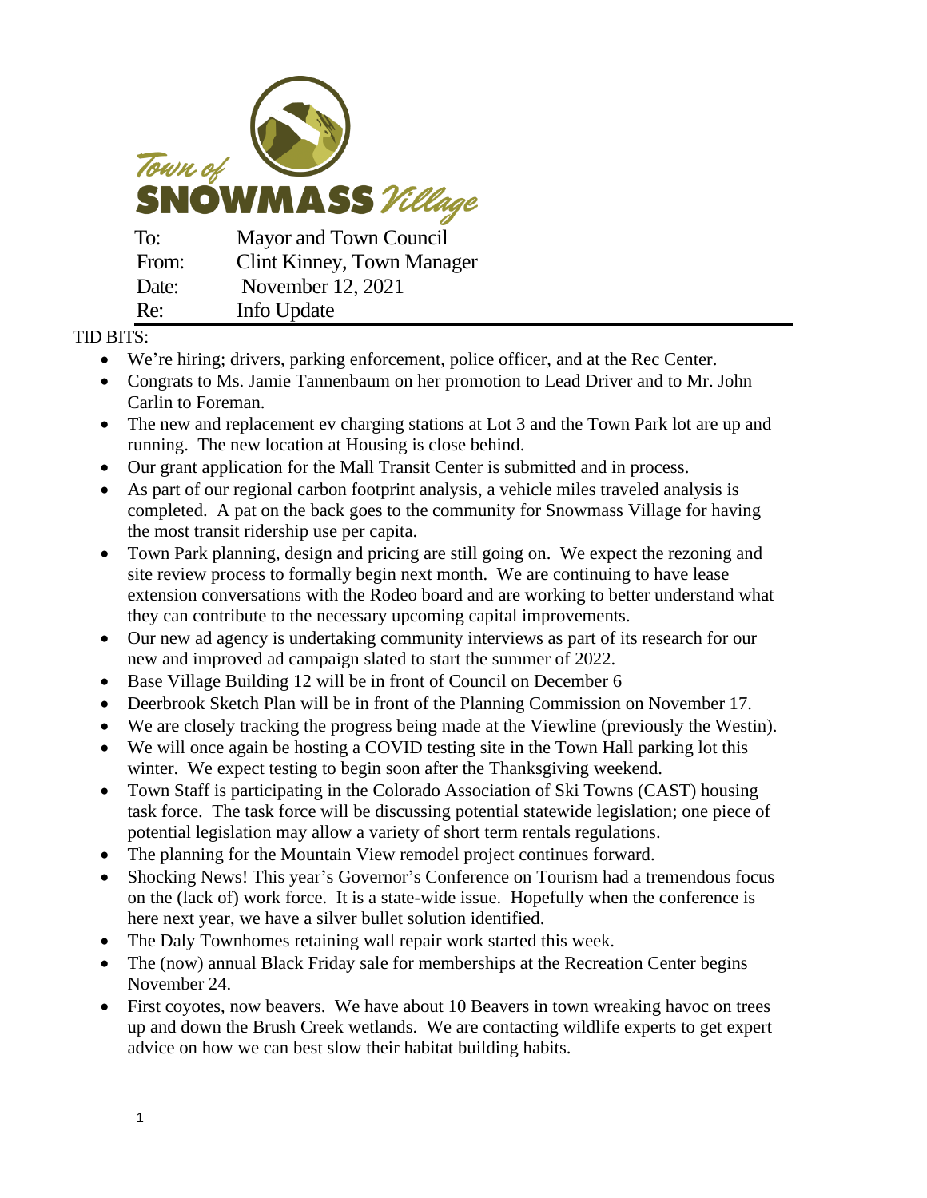Town of SNOWMASS Village

| | |
|---|---|
| To: | Mayor and Town Council |
| From: | Clint Kinney, Town Manager |
| Date: | November 12, 2021 |
| Re: | Info Update |

TID BITS:

- We're hiring; drivers, parking enforcement, police officer, and at the Rec Center.
- Congrats to Ms. Jamie Tannenbaum on her promotion to Lead Driver and to Mr. John Carlin to Foreman.
- The new and replacement ev charging stations at Lot 3 and the Town Park lot are up and running. The new location at Housing is close behind.
- Our grant application for the Mall Transit Center is submitted and in process.
- As part of our regional carbon footprint analysis, a vehicle miles traveled analysis is completed. A pat on the back goes to the community for Snowmass Village for having the most transit ridership use per capita.
- Town Park planning, design and pricing are still going on. We expect the rezoning and site review process to formally begin next month. We are continuing to have lease extension conversations with the Rodeo board and are working to better understand what they can contribute to the necessary upcoming capital improvements.
- Our new ad agency is undertaking community interviews as part of its research for our new and improved ad campaign slated to start the summer of 2022.
- Base Village Building 12 will be in front of Council on December 6
- Deerbrook Sketch Plan will be in front of the Planning Commission on November 17.
- We are closely tracking the progress being made at the Viewline (previously the Westin).
- We will once again be hosting a COVID testing site in the Town Hall parking lot this winter. We expect testing to begin soon after the Thanksgiving weekend.
- Town Staff is participating in the Colorado Association of Ski Towns (CAST) housing task force. The task force will be discussing potential statewide legislation; one piece of potential legislation may allow a variety of short term rentals regulations.
- The planning for the Mountain View remodel project continues forward.
- Shocking News! This year's Governor's Conference on Tourism had a tremendous focus on the (lack of) work force. It is a state-wide issue. Hopefully when the conference is here next year, we have a silver bullet solution identified.
- The Daly Townhomes retaining wall repair work started this week.
- The (now) annual Black Friday sale for memberships at the Recreation Center begins November 24.
- First coyotes, now beavers. We have about 10 Beavers in town wreaking havoc on trees up and down the Brush Creek wetlands. We are contacting wildlife experts to get expert advice on how we can best slow their habitat building habits.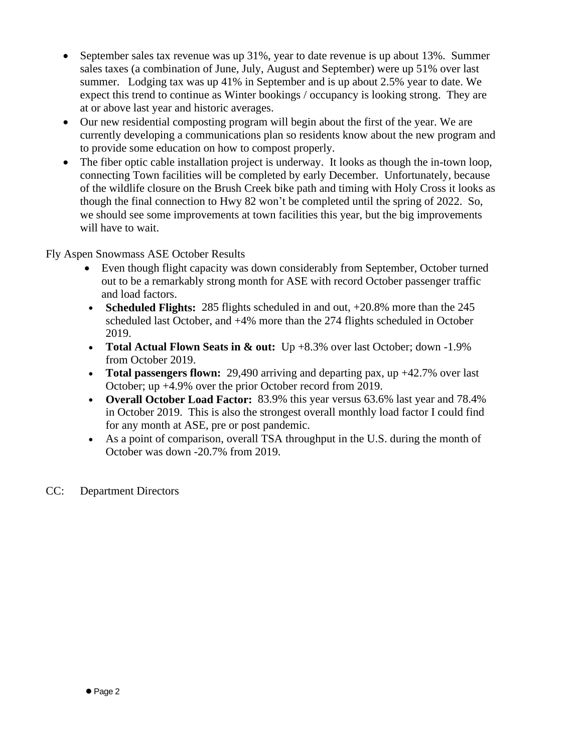- September sales tax revenue was up 31%, year to date revenue is up about 13%. Summer sales taxes (a combination of June, July, August and September) were up 51% over last summer. Lodging tax was up 41% in September and is up about 2.5% year to date. We expect this trend to continue as Winter bookings / occupancy is looking strong. They are at or above last year and historic averages.
- Our new residential composting program will begin about the first of the year. We are currently developing a communications plan so residents know about the new program and to provide some education on how to compost properly.
- The fiber optic cable installation project is underway. It looks as though the in-town loop, connecting Town facilities will be completed by early December. Unfortunately, because of the wildlife closure on the Brush Creek bike path and timing with Holy Cross it looks as though the final connection to Hwy 82 won't be completed until the spring of 2022. So, we should see some improvements at town facilities this year, but the big improvements will have to wait.

Fly Aspen Snowmass ASE October Results

- Even though flight capacity was down considerably from September, October turned out to be a remarkably strong month for ASE with record October passenger traffic and load factors.
- **Scheduled Flights:** 285 flights scheduled in and out, +20.8% more than the 245 scheduled last October, and +4% more than the 274 flights scheduled in October 2019.
- **Total Actual Flown Seats in & out:** Up +8.3% over last October; down -1.9% from October 2019.
- **Total passengers flown:** 29,490 arriving and departing pax, up +42.7% over last October; up +4.9% over the prior October record from 2019.
- **Overall October Load Factor:** 83.9% this year versus 63.6% last year and 78.4% in October 2019. This is also the strongest overall monthly load factor I could find for any month at ASE, pre or post pandemic.
- As a point of comparison, overall TSA throughput in the U.S. during the month of October was down -20.7% from 2019.

CC: Department Directors